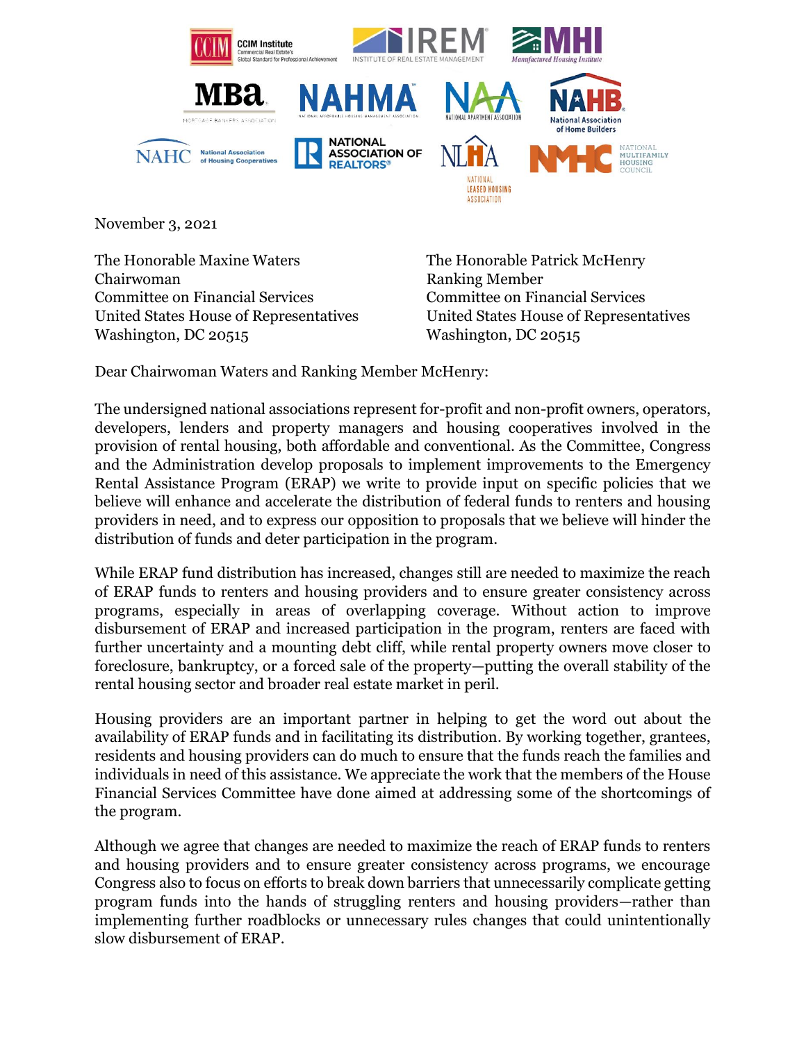November 3, 2021

The Honorable Maxine Waters
Chairwoman
Committee on Financial Services
United States House of Representatives
Washington, DC 20515

The Honorable Patrick McHenry
Ranking Member
Committee on Financial Services
United States House of Representatives
Washington, DC 20515

Dear Chairwoman Waters and Ranking Member McHenry:

The undersigned national associations represent for-profit and non-profit owners, operators, developers, lenders and property managers and housing cooperatives involved in the provision of rental housing, both affordable and conventional. As the Committee, Congress and the Administration develop proposals to implement improvements to the Emergency Rental Assistance Program (ERAP) we write to provide input on specific policies that we believe will enhance and accelerate the distribution of federal funds to renters and housing providers in need, and to express our opposition to proposals that we believe will hinder the distribution of funds and deter participation in the program.

While ERAP fund distribution has increased, changes still are needed to maximize the reach of ERAP funds to renters and housing providers and to ensure greater consistency across programs, especially in areas of overlapping coverage. Without action to improve disbursement of ERAP and increased participation in the program, renters are faced with further uncertainty and a mounting debt cliff, while rental property owners move closer to foreclosure, bankruptcy, or a forced sale of the property—putting the overall stability of the rental housing sector and broader real estate market in peril.

Housing providers are an important partner in helping to get the word out about the availability of ERAP funds and in facilitating its distribution. By working together, grantees, residents and housing providers can do much to ensure that the funds reach the families and individuals in need of this assistance. We appreciate the work that the members of the House Financial Services Committee have done aimed at addressing some of the shortcomings of the program.

Although we agree that changes are needed to maximize the reach of ERAP funds to renters and housing providers and to ensure greater consistency across programs, we encourage Congress also to focus on efforts to break down barriers that unnecessarily complicate getting program funds into the hands of struggling renters and housing providers—rather than implementing further roadblocks or unnecessary rules changes that could unintentionally slow disbursement of ERAP.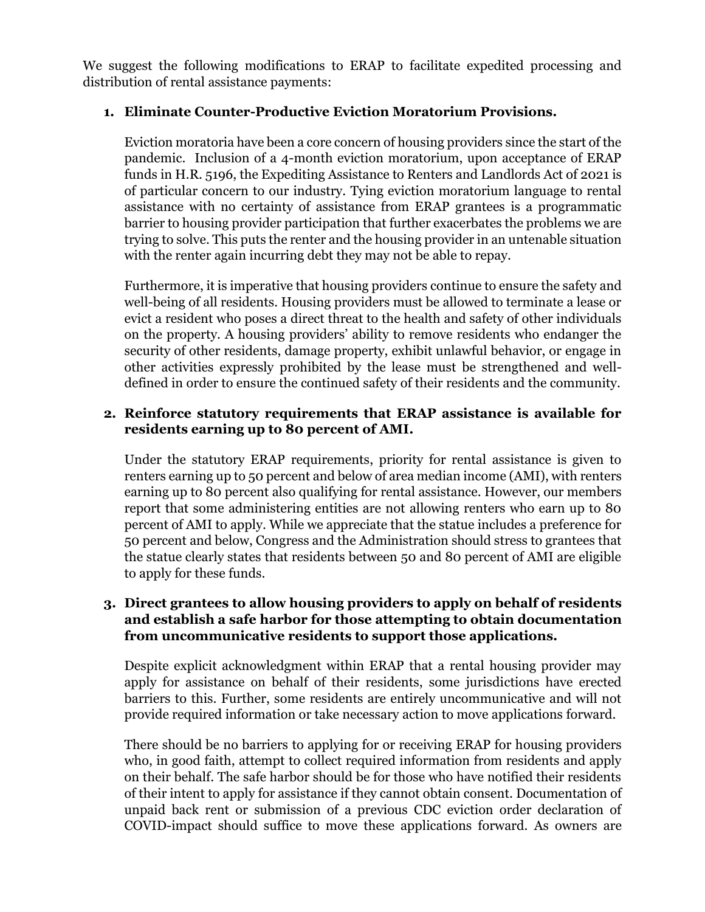We suggest the following modifications to ERAP to facilitate expedited processing and distribution of rental assistance payments:

1. **Eliminate Counter-Productive Eviction Moratorium Provisions.**

   Eviction moratoria have been a core concern of housing providers since the start of the pandemic. Inclusion of a 4-month eviction moratorium, upon acceptance of ERAP funds in H.R. 5196, the Expediting Assistance to Renters and Landlords Act of 2021 is of particular concern to our industry. Tying eviction moratorium language to rental assistance with no certainty of assistance from ERAP grantees is a programmatic barrier to housing provider participation that further exacerbates the problems we are trying to solve. This puts the renter and the housing provider in an untenable situation with the renter again incurring debt they may not be able to repay.

   Furthermore, it is imperative that housing providers continue to ensure the safety and well-being of all residents. Housing providers must be allowed to terminate a lease or evict a resident who poses a direct threat to the health and safety of other individuals on the property. A housing providers' ability to remove residents who endanger the security of other residents, damage property, exhibit unlawful behavior, or engage in other activities expressly prohibited by the lease must be strengthened and well-defined in order to ensure the continued safety of their residents and the community.

2. **Reinforce statutory requirements that ERAP assistance is available for residents earning up to 80 percent of AMI.**

   Under the statutory ERAP requirements, priority for rental assistance is given to renters earning up to 50 percent and below of area median income (AMI), with renters earning up to 80 percent also qualifying for rental assistance. However, our members report that some administering entities are not allowing renters who earn up to 80 percent of AMI to apply. While we appreciate that the statue includes a preference for 50 percent and below, Congress and the Administration should stress to grantees that the statue clearly states that residents between 50 and 80 percent of AMI are eligible to apply for these funds.

3. **Direct grantees to allow housing providers to apply on behalf of residents and establish a safe harbor for those attempting to obtain documentation from uncommunicative residents to support those applications.**

   Despite explicit acknowledgment within ERAP that a rental housing provider may apply for assistance on behalf of their residents, some jurisdictions have erected barriers to this. Further, some residents are entirely uncommunicative and will not provide required information or take necessary action to move applications forward.

   There should be no barriers to applying for or receiving ERAP for housing providers who, in good faith, attempt to collect required information from residents and apply on their behalf. The safe harbor should be for those who have notified their residents of their intent to apply for assistance if they cannot obtain consent. Documentation of unpaid back rent or submission of a previous CDC eviction order declaration of COVID-impact should suffice to move these applications forward. As owners are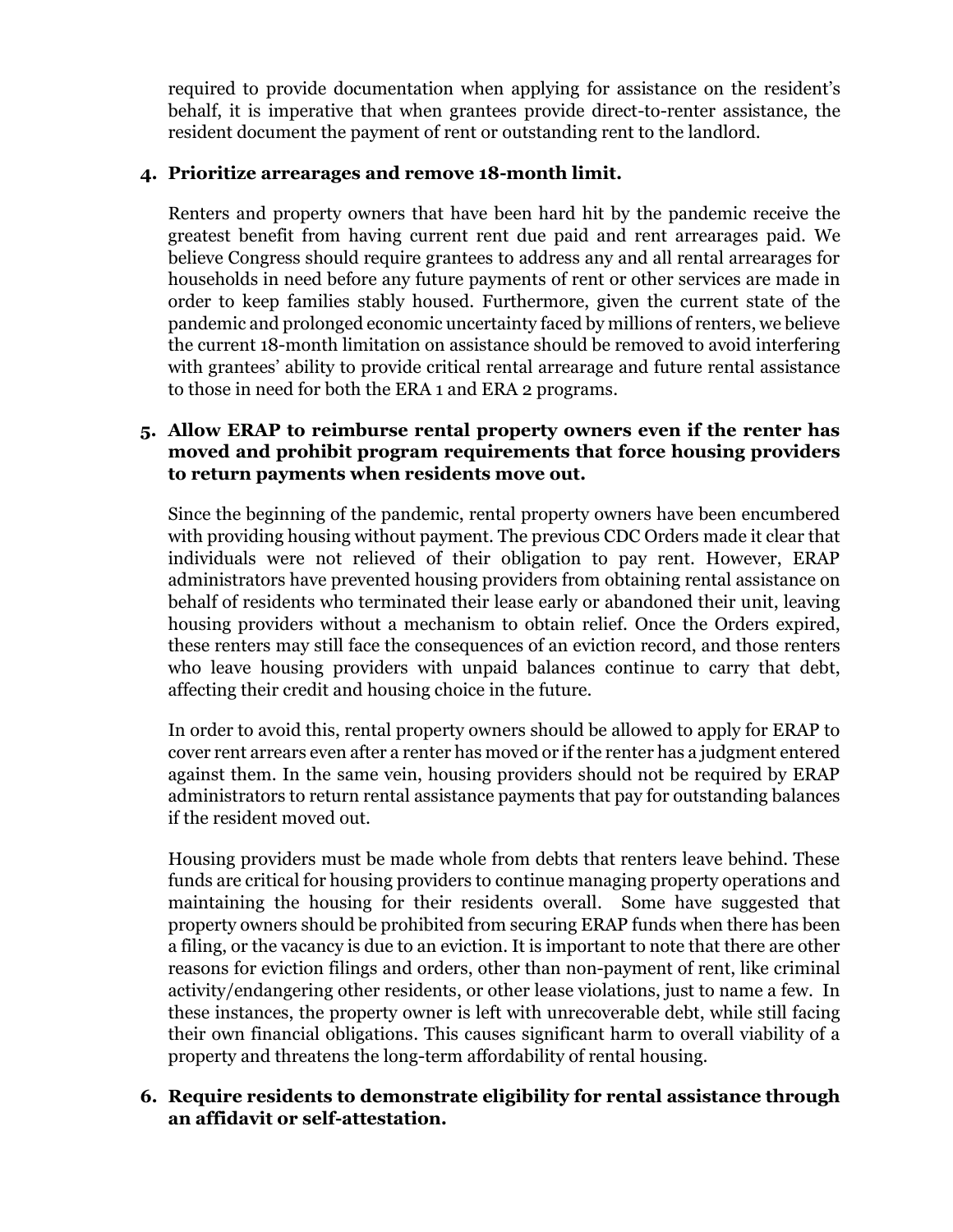required to provide documentation when applying for assistance on the resident's behalf, it is imperative that when grantees provide direct-to-renter assistance, the resident document the payment of rent or outstanding rent to the landlord.

4. **Prioritize arrearages and remove 18-month limit.**

   Renters and property owners that have been hard hit by the pandemic receive the greatest benefit from having current rent due paid and rent arrearages paid. We believe Congress should require grantees to address any and all rental arrearages for households in need before any future payments of rent or other services are made in order to keep families stably housed. Furthermore, given the current state of the pandemic and prolonged economic uncertainty faced by millions of renters, we believe the current 18-month limitation on assistance should be removed to avoid interfering with grantees' ability to provide critical rental arrearage and future rental assistance to those in need for both the ERA 1 and ERA 2 programs.

5. **Allow ERAP to reimburse rental property owners even if the renter has moved and prohibit program requirements that force housing providers to return payments when residents move out.**

   Since the beginning of the pandemic, rental property owners have been encumbered with providing housing without payment. The previous CDC Orders made it clear that individuals were not relieved of their obligation to pay rent. However, ERAP administrators have prevented housing providers from obtaining rental assistance on behalf of residents who terminated their lease early or abandoned their unit, leaving housing providers without a mechanism to obtain relief. Once the Orders expired, these renters may still face the consequences of an eviction record, and those renters who leave housing providers with unpaid balances continue to carry that debt, affecting their credit and housing choice in the future.

   In order to avoid this, rental property owners should be allowed to apply for ERAP to cover rent arrears even after a renter has moved or if the renter has a judgment entered against them. In the same vein, housing providers should not be required by ERAP administrators to return rental assistance payments that pay for outstanding balances if the resident moved out.

   Housing providers must be made whole from debts that renters leave behind. These funds are critical for housing providers to continue managing property operations and maintaining the housing for their residents overall. Some have suggested that property owners should be prohibited from securing ERAP funds when there has been a filing, or the vacancy is due to an eviction. It is important to note that there are other reasons for eviction filings and orders, other than non-payment of rent, like criminal activity/endangering other residents, or other lease violations, just to name a few. In these instances, the property owner is left with unrecoverable debt, while still facing their own financial obligations. This causes significant harm to overall viability of a property and threatens the long-term affordability of rental housing.

6. **Require residents to demonstrate eligibility for rental assistance through an affidavit or self-attestation.**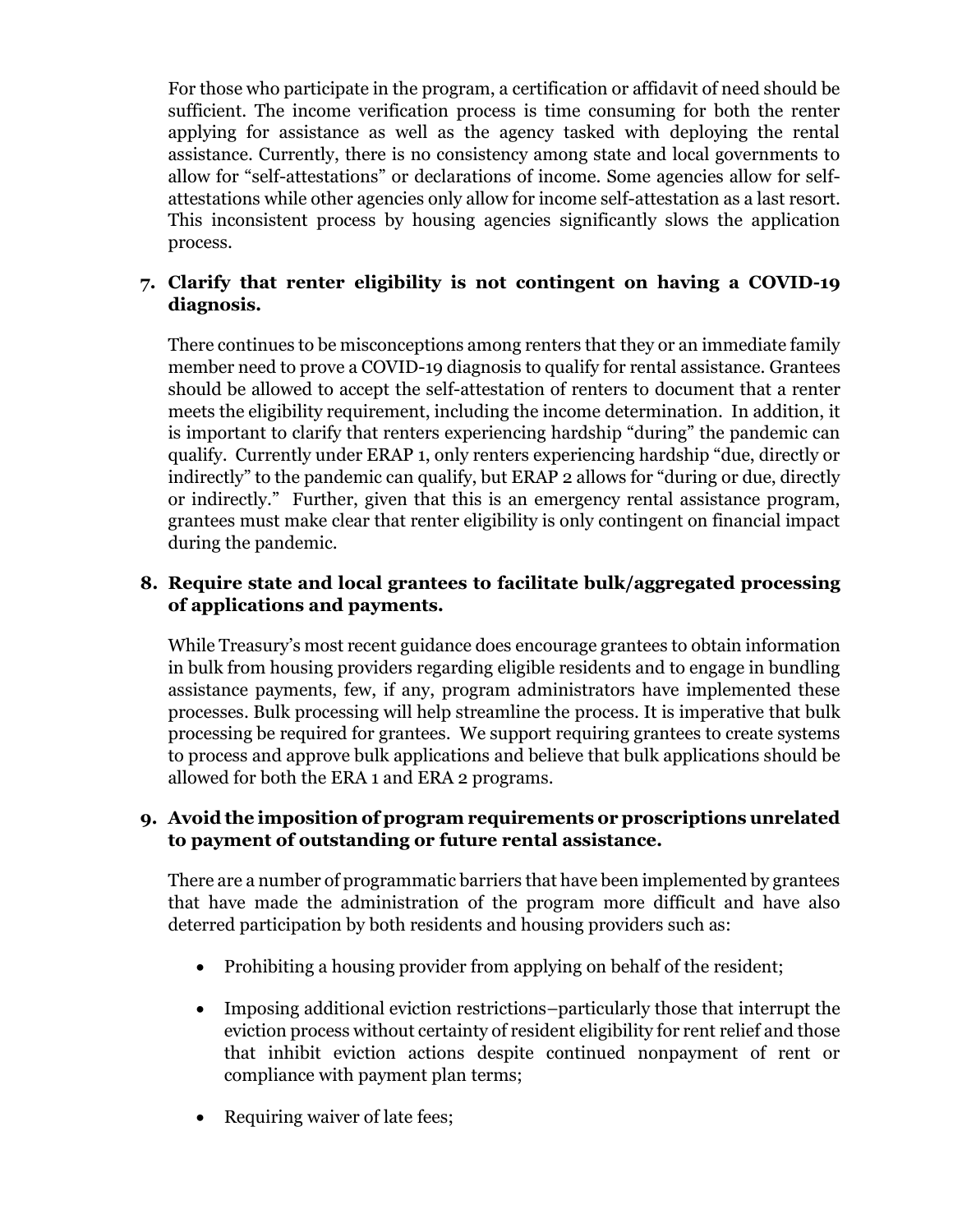For those who participate in the program, a certification or affidavit of need should be sufficient. The income verification process is time consuming for both the renter applying for assistance as well as the agency tasked with deploying the rental assistance. Currently, there is no consistency among state and local governments to allow for "self-attestations" or declarations of income. Some agencies allow for self-attestations while other agencies only allow for income self-attestation as a last resort. This inconsistent process by housing agencies significantly slows the application process.

7. **Clarify that renter eligibility is not contingent on having a COVID-19 diagnosis.**

   There continues to be misconceptions among renters that they or an immediate family member need to prove a COVID-19 diagnosis to qualify for rental assistance. Grantees should be allowed to accept the self-attestation of renters to document that a renter meets the eligibility requirement, including the income determination. In addition, it is important to clarify that renters experiencing hardship "during" the pandemic can qualify. Currently under ERAP 1, only renters experiencing hardship "due, directly or indirectly" to the pandemic can qualify, but ERAP 2 allows for "during or due, directly or indirectly." Further, given that this is an emergency rental assistance program, grantees must make clear that renter eligibility is only contingent on financial impact during the pandemic.

8. **Require state and local grantees to facilitate bulk/aggregated processing of applications and payments.**

   While Treasury's most recent guidance does encourage grantees to obtain information in bulk from housing providers regarding eligible residents and to engage in bundling assistance payments, few, if any, program administrators have implemented these processes. Bulk processing will help streamline the process. It is imperative that bulk processing be required for grantees. We support requiring grantees to create systems to process and approve bulk applications and believe that bulk applications should be allowed for both the ERA 1 and ERA 2 programs.

9. **Avoid the imposition of program requirements or proscriptions unrelated to payment of outstanding or future rental assistance.**

   There are a number of programmatic barriers that have been implemented by grantees that have made the administration of the program more difficult and have also deterred participation by both residents and housing providers such as:

   - Prohibiting a housing provider from applying on behalf of the resident;
   - Imposing additional eviction restrictions–particularly those that interrupt the eviction process without certainty of resident eligibility for rent relief and those that inhibit eviction actions despite continued nonpayment of rent or compliance with payment plan terms;
   - Requiring waiver of late fees;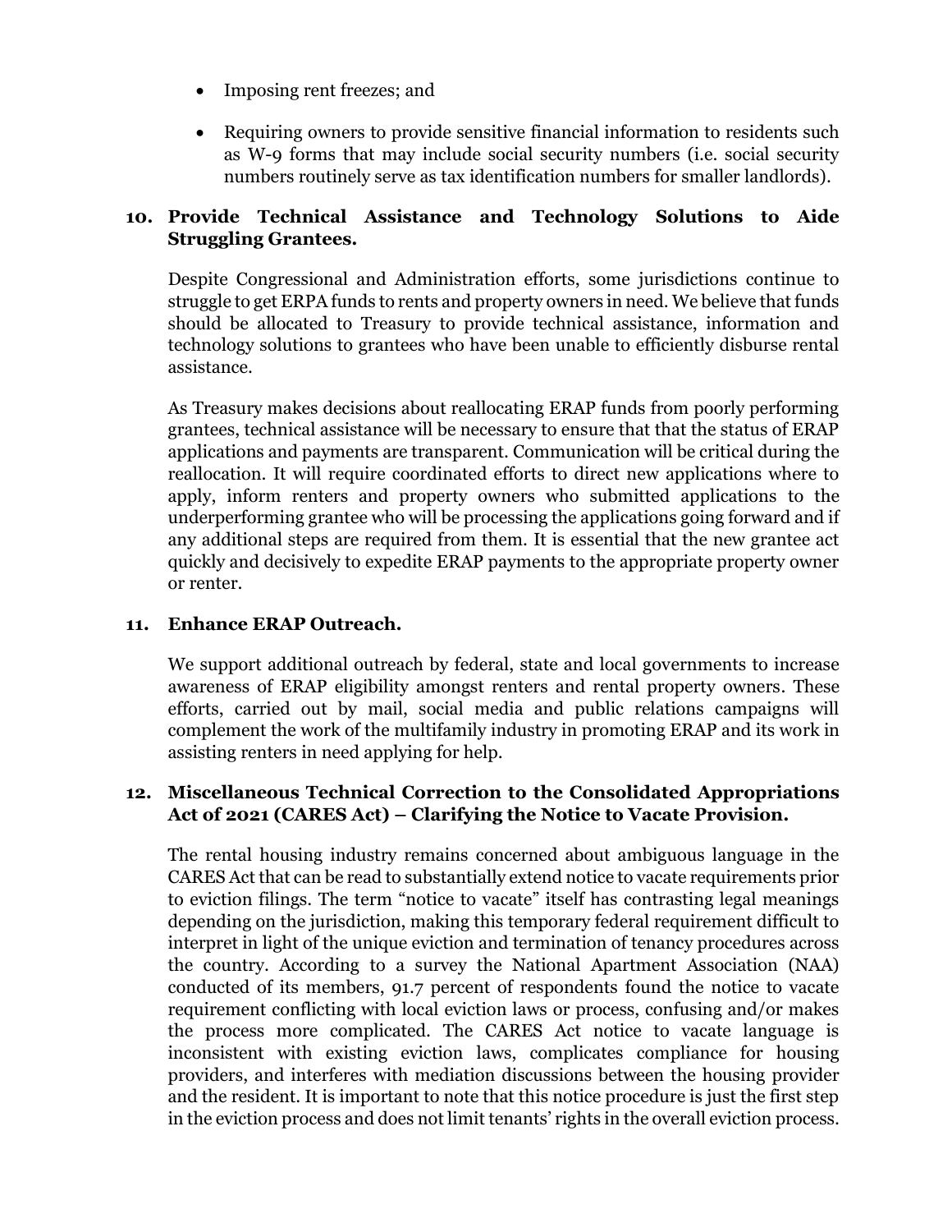- Imposing rent freezes; and
- Requiring owners to provide sensitive financial information to residents such as W-9 forms that may include social security numbers (i.e. social security numbers routinely serve as tax identification numbers for smaller landlords).

### 10. Provide Technical Assistance and Technology Solutions to Aide Struggling Grantees.

Despite Congressional and Administration efforts, some jurisdictions continue to struggle to get ERPA funds to rents and property owners in need. We believe that funds should be allocated to Treasury to provide technical assistance, information and technology solutions to grantees who have been unable to efficiently disburse rental assistance.

As Treasury makes decisions about reallocating ERAP funds from poorly performing grantees, technical assistance will be necessary to ensure that that the status of ERAP applications and payments are transparent. Communication will be critical during the reallocation. It will require coordinated efforts to direct new applications where to apply, inform renters and property owners who submitted applications to the underperforming grantee who will be processing the applications going forward and if any additional steps are required from them. It is essential that the new grantee act quickly and decisively to expedite ERAP payments to the appropriate property owner or renter.

### 11. Enhance ERAP Outreach.

We support additional outreach by federal, state and local governments to increase awareness of ERAP eligibility amongst renters and rental property owners. These efforts, carried out by mail, social media and public relations campaigns will complement the work of the multifamily industry in promoting ERAP and its work in assisting renters in need applying for help.

### 12. Miscellaneous Technical Correction to the Consolidated Appropriations Act of 2021 (CARES Act) – Clarifying the Notice to Vacate Provision.

The rental housing industry remains concerned about ambiguous language in the CARES Act that can be read to substantially extend notice to vacate requirements prior to eviction filings. The term "notice to vacate" itself has contrasting legal meanings depending on the jurisdiction, making this temporary federal requirement difficult to interpret in light of the unique eviction and termination of tenancy procedures across the country. According to a survey the National Apartment Association (NAA) conducted of its members, 91.7 percent of respondents found the notice to vacate requirement conflicting with local eviction laws or process, confusing and/or makes the process more complicated. The CARES Act notice to vacate language is inconsistent with existing eviction laws, complicates compliance for housing providers, and interferes with mediation discussions between the housing provider and the resident. It is important to note that this notice procedure is just the first step in the eviction process and does not limit tenants' rights in the overall eviction process.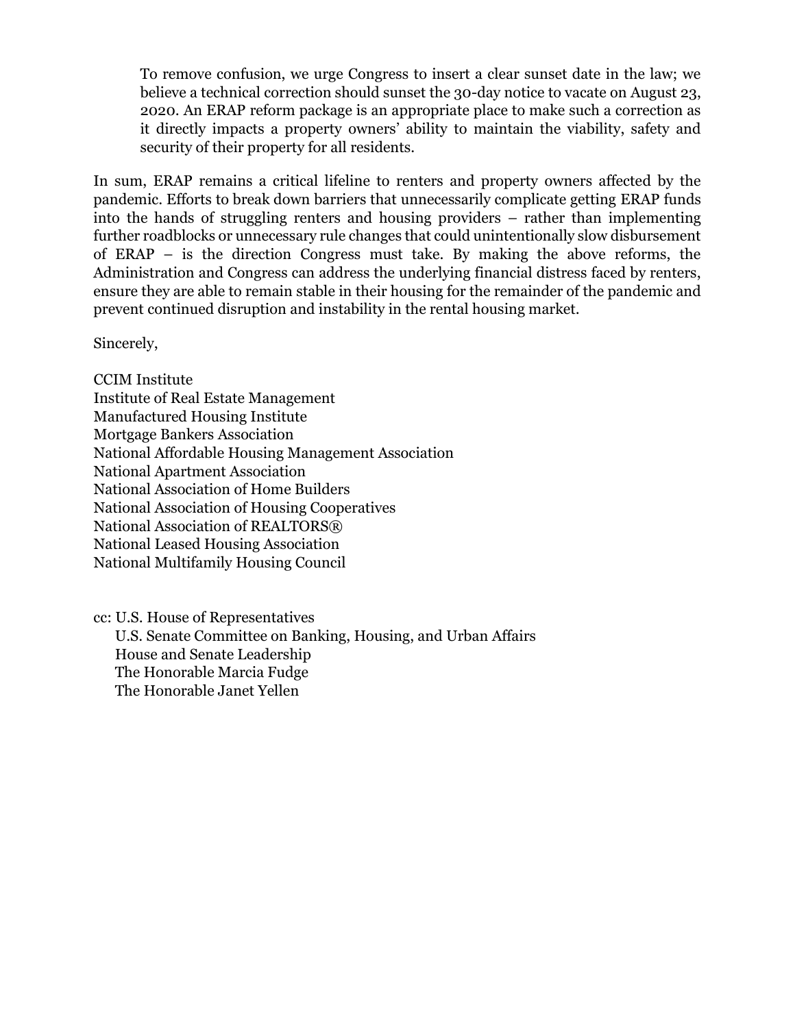> To remove confusion, we urge Congress to insert a clear sunset date in the law; we believe a technical correction should sunset the 30-day notice to vacate on August 23, 2020. An ERAP reform package is an appropriate place to make such a correction as it directly impacts a property owners' ability to maintain the viability, safety and security of their property for all residents.

In sum, ERAP remains a critical lifeline to renters and property owners affected by the pandemic. Efforts to break down barriers that unnecessarily complicate getting ERAP funds into the hands of struggling renters and housing providers – rather than implementing further roadblocks or unnecessary rule changes that could unintentionally slow disbursement of ERAP – is the direction Congress must take. By making the above reforms, the Administration and Congress can address the underlying financial distress faced by renters, ensure they are able to remain stable in their housing for the remainder of the pandemic and prevent continued disruption and instability in the rental housing market.

Sincerely,

CCIM Institute
Institute of Real Estate Management
Manufactured Housing Institute
Mortgage Bankers Association
National Affordable Housing Management Association
National Apartment Association
National Association of Home Builders
National Association of Housing Cooperatives
National Association of REALTORS®
National Leased Housing Association
National Multifamily Housing Council

cc: U.S. House of Representatives
U.S. Senate Committee on Banking, Housing, and Urban Affairs
House and Senate Leadership
The Honorable Marcia Fudge
The Honorable Janet Yellen